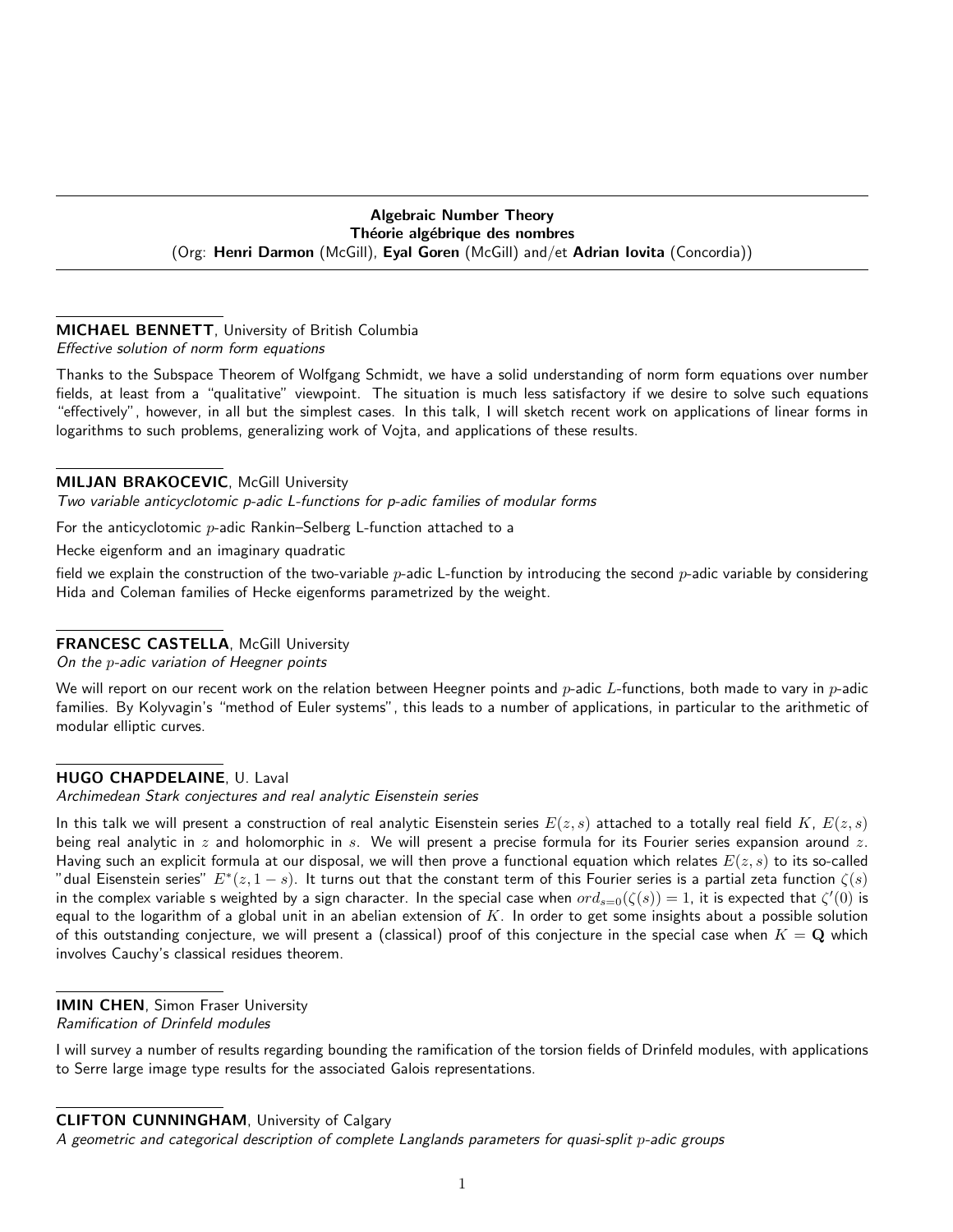## Algebraic Number Theory
## Théorie algébrique des nombres
(Org: **Henri Darmon** (McGill), **Eyal Goren** (McGill) and/et **Adrian Iovita** (Concordia))

**MICHAEL BENNETT**, University of British Columbia
*Effective solution of norm form equations*

Thanks to the Subspace Theorem of Wolfgang Schmidt, we have a solid understanding of norm form equations over number fields, at least from a "qualitative" viewpoint. The situation is much less satisfactory if we desire to solve such equations "effectively", however, in all but the simplest cases. In this talk, I will sketch recent work on applications of linear forms in logarithms to such problems, generalizing work of Vojta, and applications of these results.

**MILJAN BRAKOCEVIC**, McGill University
*Two variable anticyclotomic p-adic L-functions for p-adic families of modular forms*

For the anticyclotomic $p$-adic Rankin–Selberg L-function attached to a

Hecke eigenform and an imaginary quadratic

field we explain the construction of the two-variable $p$-adic L-function by introducing the second $p$-adic variable by considering Hida and Coleman families of Hecke eigenforms parametrized by the weight.

**FRANCESC CASTELLA**, McGill University
*On the $p$-adic variation of Heegner points*

We will report on our recent work on the relation between Heegner points and $p$-adic $L$-functions, both made to vary in $p$-adic families. By Kolyvagin's "method of Euler systems", this leads to a number of applications, in particular to the arithmetic of modular elliptic curves.

**HUGO CHAPDELAINE**, U. Laval
*Archimedean Stark conjectures and real analytic Eisenstein series*

In this talk we will present a construction of real analytic Eisenstein series $E(z,s)$ attached to a totally real field $K$, $E(z,s)$ being real analytic in $z$ and holomorphic in $s$. We will present a precise formula for its Fourier series expansion around $z$. Having such an explicit formula at our disposal, we will then prove a functional equation which relates $E(z,s)$ to its so-called "dual Eisenstein series" $E^*(z,1-s)$. It turns out that the constant term of this Fourier series is a partial zeta function $\zeta(s)$ in the complex variable s weighted by a sign character. In the special case when $ord_{s=0}(\zeta(s)) = 1$, it is expected that $\zeta'(0)$ is equal to the logarithm of a global unit in an abelian extension of $K$. In order to get some insights about a possible solution of this outstanding conjecture, we will present a (classical) proof of this conjecture in the special case when $K = \mathbf{Q}$ which involves Cauchy's classical residues theorem.

**IMIN CHEN**, Simon Fraser University
*Ramification of Drinfeld modules*

I will survey a number of results regarding bounding the ramification of the torsion fields of Drinfeld modules, with applications to Serre large image type results for the associated Galois representations.

**CLIFTON CUNNINGHAM**, University of Calgary
*A geometric and categorical description of complete Langlands parameters for quasi-split $p$-adic groups*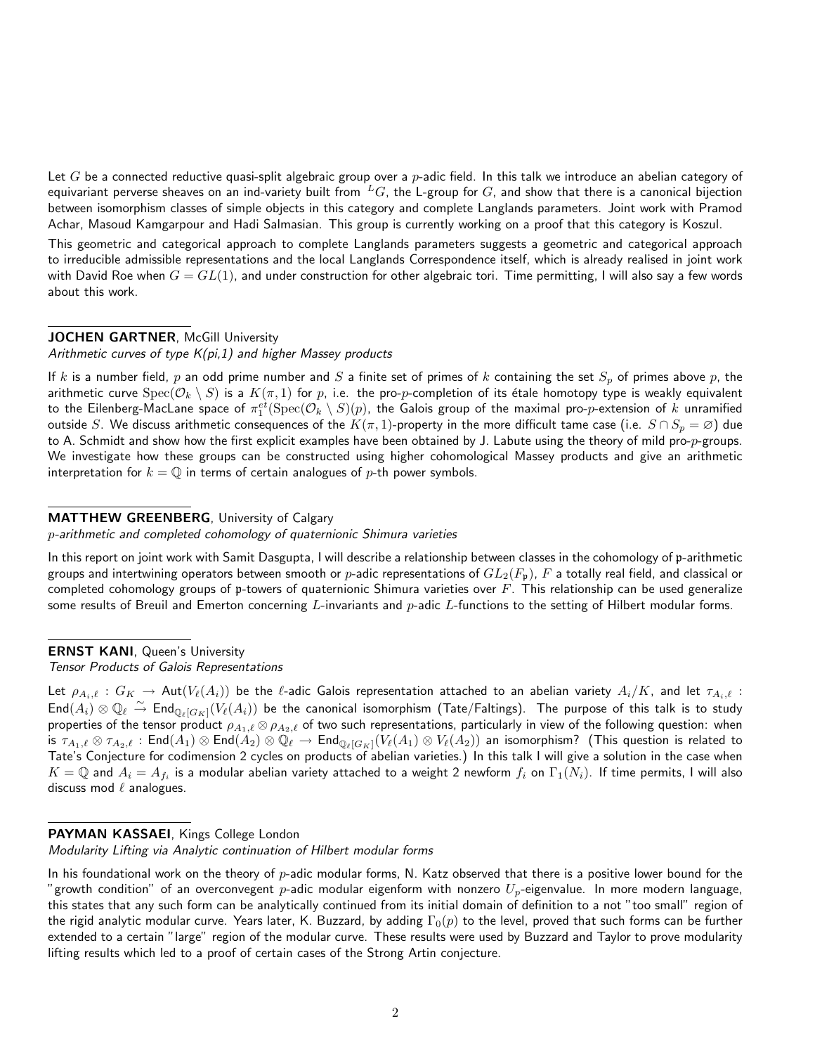Let $G$ be a connected reductive quasi-split algebraic group over a $p$-adic field. In this talk we introduce an abelian category of equivariant perverse sheaves on an ind-variety built from ${}^LG$, the L-group for $G$, and show that there is a canonical bijection between isomorphism classes of simple objects in this category and complete Langlands parameters. Joint work with Pramod Achar, Masoud Kamgarpour and Hadi Salmasian. This group is currently working on a proof that this category is Koszul.

This geometric and categorical approach to complete Langlands parameters suggests a geometric and categorical approach to irreducible admissible representations and the local Langlands Correspondence itself, which is already realised in joint work with David Roe when $G = GL(1)$, and under construction for other algebraic tori. Time permitting, I will also say a few words about this work.

**JOCHEN GARTNER**, McGill University
*Arithmetic curves of type K(pi,1) and higher Massey products*

If $k$ is a number field, $p$ an odd prime number and $S$ a finite set of primes of $k$ containing the set $S_p$ of primes above $p$, the arithmetic curve $\mathrm{Spec}(\mathcal{O}_k \setminus S)$ is a $K(\pi, 1)$ for $p$, i.e. the pro-$p$-completion of its étale homotopy type is weakly equivalent to the Eilenberg-MacLane space of $\pi_1^{et}(\mathrm{Spec}(\mathcal{O}_k \setminus S)(p)$, the Galois group of the maximal pro-$p$-extension of $k$ unramified outside $S$. We discuss arithmetic consequences of the $K(\pi, 1)$-property in the more difficult tame case (i.e. $S \cap S_p = \varnothing$) due to A. Schmidt and show how the first explicit examples have been obtained by J. Labute using the theory of mild pro-$p$-groups. We investigate how these groups can be constructed using higher cohomological Massey products and give an arithmetic interpretation for $k = \mathbb{Q}$ in terms of certain analogues of $p$-th power symbols.

**MATTHEW GREENBERG**, University of Calgary
*$p$-arithmetic and completed cohomology of quaternionic Shimura varieties*

In this report on joint work with Samit Dasgupta, I will describe a relationship between classes in the cohomology of $\mathfrak{p}$-arithmetic groups and intertwining operators between smooth or $p$-adic representations of $GL_2(F_\mathfrak{p})$, $F$ a totally real field, and classical or completed cohomology groups of $\mathfrak{p}$-towers of quaternionic Shimura varieties over $F$. This relationship can be used generalize some results of Breuil and Emerton concerning $L$-invariants and $p$-adic $L$-functions to the setting of Hilbert modular forms.

**ERNST KANI**, Queen's University
*Tensor Products of Galois Representations*

Let $\rho_{A_i,\ell} : G_K \to \mathrm{Aut}(V_\ell(A_i))$ be the $\ell$-adic Galois representation attached to an abelian variety $A_i/K$, and let $\tau_{A_i,\ell}$ : $\mathrm{End}(A_i) \otimes \mathbb{Q}_\ell \xrightarrow{\sim} \mathrm{End}_{\mathbb{Q}_\ell[G_K]}(V_\ell(A_i))$ be the canonical isomorphism (Tate/Faltings). The purpose of this talk is to study properties of the tensor product $\rho_{A_1,\ell} \otimes \rho_{A_2,\ell}$ of two such representations, particularly in view of the following question: when is $\tau_{A_1,\ell} \otimes \tau_{A_2,\ell} : \mathrm{End}(A_1) \otimes \mathrm{End}(A_2) \otimes \mathbb{Q}_\ell \to \mathrm{End}_{\mathbb{Q}_\ell[G_K]}(V_\ell(A_1) \otimes V_\ell(A_2))$ an isomorphism? (This question is related to Tate's Conjecture for codimension 2 cycles on products of abelian varieties.) In this talk I will give a solution in the case when $K = \mathbb{Q}$ and $A_i = A_{f_i}$ is a modular abelian variety attached to a weight 2 newform $f_i$ on $\Gamma_1(N_i)$. If time permits, I will also discuss mod $\ell$ analogues.

**PAYMAN KASSAEI**, Kings College London
*Modularity Lifting via Analytic continuation of Hilbert modular forms*

In his foundational work on the theory of $p$-adic modular forms, N. Katz observed that there is a positive lower bound for the "growth condition" of an overconvegent $p$-adic modular eigenform with nonzero $U_p$-eigenvalue. In more modern language, this states that any such form can be analytically continued from its initial domain of definition to a not "too small" region of the rigid analytic modular curve. Years later, K. Buzzard, by adding $\Gamma_0(p)$ to the level, proved that such forms can be further extended to a certain "large" region of the modular curve. These results were used by Buzzard and Taylor to prove modularity lifting results which led to a proof of certain cases of the Strong Artin conjecture.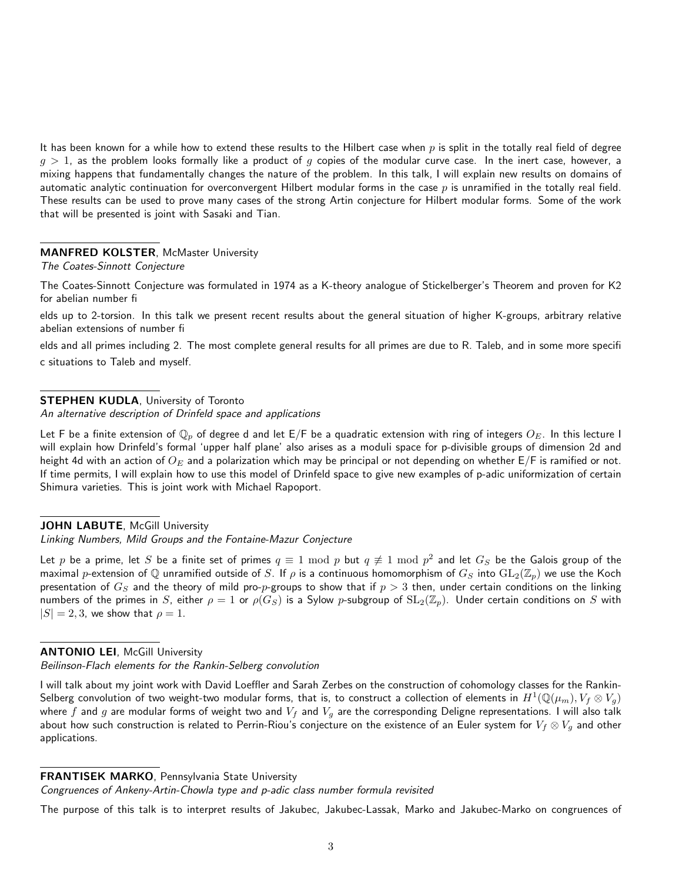It has been known for a while how to extend these results to the Hilbert case when $p$ is split in the totally real field of degree $g > 1$, as the problem looks formally like a product of $g$ copies of the modular curve case. In the inert case, however, a mixing happens that fundamentally changes the nature of the problem. In this talk, I will explain new results on domains of automatic analytic continuation for overconvergent Hilbert modular forms in the case $p$ is unramified in the totally real field. These results can be used to prove many cases of the strong Artin conjecture for Hilbert modular forms. Some of the work that will be presented is joint with Sasaki and Tian.

**MANFRED KOLSTER**, McMaster University
*The Coates-Sinnott Conjecture*

The Coates-Sinnott Conjecture was formulated in 1974 as a K-theory analogue of Stickelberger's Theorem and proven for K2 for abelian number fi

elds up to 2-torsion. In this talk we present recent results about the general situation of higher K-groups, arbitrary relative abelian extensions of number fi

elds and all primes including 2. The most complete general results for all primes are due to R. Taleb, and in some more specifi

c situations to Taleb and myself.

**STEPHEN KUDLA**, University of Toronto
*An alternative description of Drinfeld space and applications*

Let F be a finite extension of $\mathbb{Q}_p$ of degree d and let E/F be a quadratic extension with ring of integers $O_E$. In this lecture I will explain how Drinfeld's formal 'upper half plane' also arises as a moduli space for p-divisible groups of dimension 2d and height 4d with an action of $O_E$ and a polarization which may be principal or not depending on whether E/F is ramified or not. If time permits, I will explain how to use this model of Drinfeld space to give new examples of p-adic uniformization of certain Shimura varieties. This is joint work with Michael Rapoport.

**JOHN LABUTE**, McGill University
*Linking Numbers, Mild Groups and the Fontaine-Mazur Conjecture*

Let $p$ be a prime, let $S$ be a finite set of primes $q \equiv 1 \bmod p$ but $q \not\equiv 1 \bmod p^2$ and let $G_S$ be the Galois group of the maximal $p$-extension of $\mathbb{Q}$ unramified outside of $S$. If $\rho$ is a continuous homomorphism of $G_S$ into $\mathrm{GL}_2(\mathbb{Z}_p)$ we use the Koch presentation of $G_S$ and the theory of mild pro-$p$-groups to show that if $p > 3$ then, under certain conditions on the linking numbers of the primes in $S$, either $\rho = 1$ or $\rho(G_S)$ is a Sylow $p$-subgroup of $\mathrm{SL}_2(\mathbb{Z}_p)$. Under certain conditions on $S$ with $|S| = 2, 3$, we show that $\rho = 1$.

**ANTONIO LEI**, McGill University
*Beilinson-Flach elements for the Rankin-Selberg convolution*

I will talk about my joint work with David Loeffler and Sarah Zerbes on the construction of cohomology classes for the Rankin-Selberg convolution of two weight-two modular forms, that is, to construct a collection of elements in $H^1(\mathbb{Q}(\mu_m), V_f \otimes V_g)$ where $f$ and $g$ are modular forms of weight two and $V_f$ and $V_g$ are the corresponding Deligne representations. I will also talk about how such construction is related to Perrin-Riou's conjecture on the existence of an Euler system for $V_f \otimes V_g$ and other applications.

**FRANTISEK MARKO**, Pennsylvania State University
*Congruences of Ankeny-Artin-Chowla type and p-adic class number formula revisited*

The purpose of this talk is to interpret results of Jakubec, Jakubec-Lassak, Marko and Jakubec-Marko on congruences of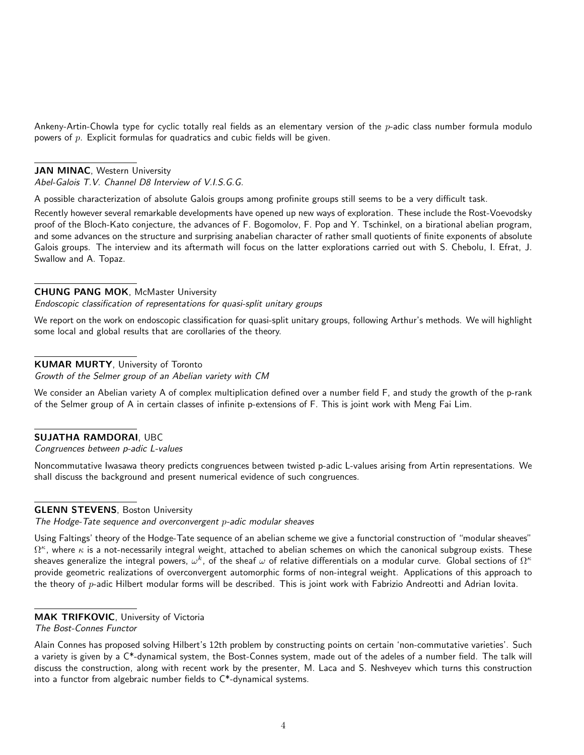Ankeny-Artin-Chowla type for cyclic totally real fields as an elementary version of the $p$-adic class number formula modulo powers of $p$. Explicit formulas for quadratics and cubic fields will be given.

**JAN MINAC**, Western University
*Abel-Galois T.V. Channel D8 Interview of V.I.S.G.G.*

A possible characterization of absolute Galois groups among profinite groups still seems to be a very difficult task.

Recently however several remarkable developments have opened up new ways of exploration. These include the Rost-Voevodsky proof of the Bloch-Kato conjecture, the advances of F. Bogomolov, F. Pop and Y. Tschinkel, on a birational abelian program, and some advances on the structure and surprising anabelian character of rather small quotients of finite exponents of absolute Galois groups. The interview and its aftermath will focus on the latter explorations carried out with S. Chebolu, I. Efrat, J. Swallow and A. Topaz.

**CHUNG PANG MOK**, McMaster University
*Endoscopic classification of representations for quasi-split unitary groups*

We report on the work on endoscopic classification for quasi-split unitary groups, following Arthur's methods. We will highlight some local and global results that are corollaries of the theory.

**KUMAR MURTY**, University of Toronto
*Growth of the Selmer group of an Abelian variety with CM*

We consider an Abelian variety A of complex multiplication defined over a number field F, and study the growth of the p-rank of the Selmer group of A in certain classes of infinite p-extensions of F. This is joint work with Meng Fai Lim.

**SUJATHA RAMDORAI**, UBC
*Congruences between p-adic L-values*

Noncommutative Iwasawa theory predicts congruences between twisted p-adic L-values arising from Artin representations. We shall discuss the background and present numerical evidence of such congruences.

**GLENN STEVENS**, Boston University
*The Hodge-Tate sequence and overconvergent $p$-adic modular sheaves*

Using Faltings' theory of the Hodge-Tate sequence of an abelian scheme we give a functorial construction of "modular sheaves" $\Omega^\kappa$, where $\kappa$ is a not-necessarily integral weight, attached to abelian schemes on which the canonical subgroup exists. These sheaves generalize the integral powers, $\omega^k$, of the sheaf $\omega$ of relative differentials on a modular curve. Global sections of $\Omega^\kappa$ provide geometric realizations of overconvergent automorphic forms of non-integral weight. Applications of this approach to the theory of $p$-adic Hilbert modular forms will be described. This is joint work with Fabrizio Andreotti and Adrian Iovita.

**MAK TRIFKOVIC**, University of Victoria
*The Bost-Connes Functor*

Alain Connes has proposed solving Hilbert's 12th problem by constructing points on certain 'non-commutative varieties'. Such a variety is given by a C*-dynamical system, the Bost-Connes system, made out of the adeles of a number field. The talk will discuss the construction, along with recent work by the presenter, M. Laca and S. Neshveyev which turns this construction into a functor from algebraic number fields to C*-dynamical systems.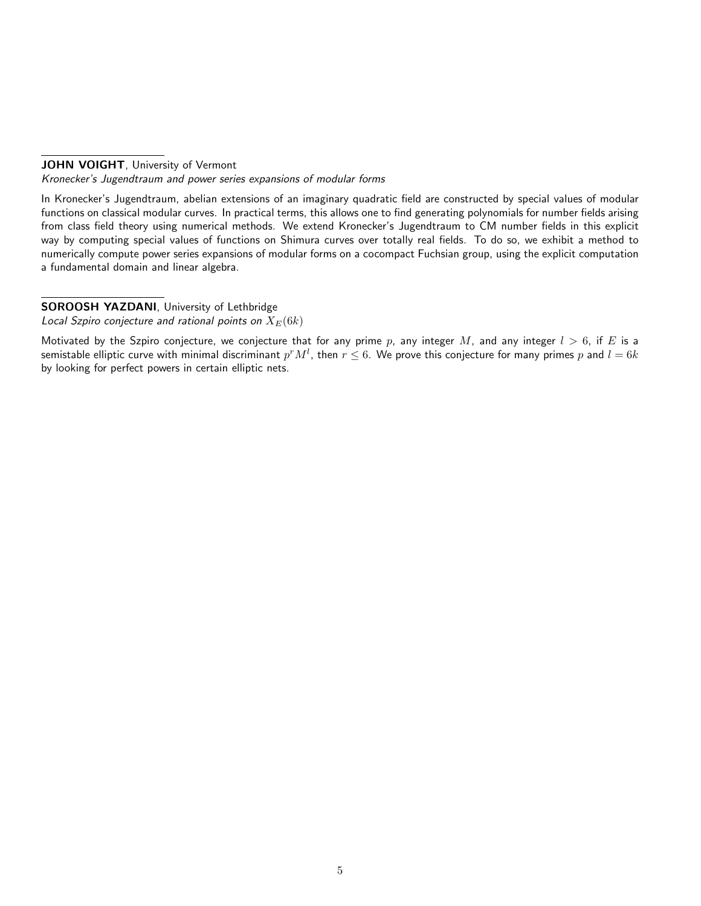**JOHN VOIGHT**, University of Vermont
*Kronecker's Jugendtraum and power series expansions of modular forms*

In Kronecker's Jugendtraum, abelian extensions of an imaginary quadratic field are constructed by special values of modular functions on classical modular curves. In practical terms, this allows one to find generating polynomials for number fields arising from class field theory using numerical methods. We extend Kronecker's Jugendtraum to CM number fields in this explicit way by computing special values of functions on Shimura curves over totally real fields. To do so, we exhibit a method to numerically compute power series expansions of modular forms on a cocompact Fuchsian group, using the explicit computation a fundamental domain and linear algebra.

**SOROOSH YAZDANI**, University of Lethbridge
*Local Szpiro conjecture and rational points on $X_E(6k)$*

Motivated by the Szpiro conjecture, we conjecture that for any prime $p$, any integer $M$, and any integer $l > 6$, if $E$ is a semistable elliptic curve with minimal discriminant $p^r M^l$, then $r \leq 6$. We prove this conjecture for many primes $p$ and $l = 6k$ by looking for perfect powers in certain elliptic nets.